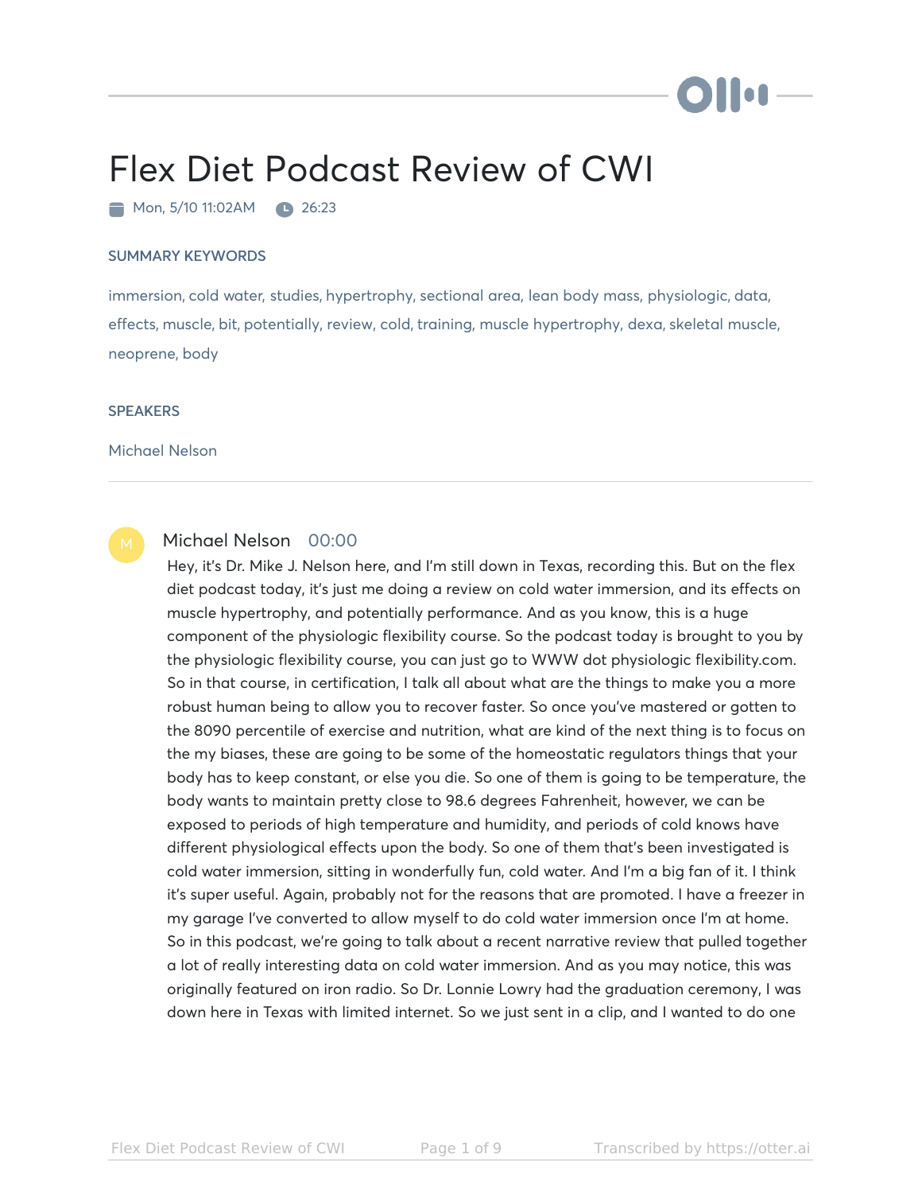# Flex Diet Podcast Review of CWI

Mon, 5/10 11:02AM  26:23

## SUMMARY KEYWORDS

immersion, cold water, studies, hypertrophy, sectional area, lean body mass, physiologic, data, effects, muscle, bit, potentially, review, cold, training, muscle hypertrophy, dexa, skeletal muscle, neoprene, body

## SPEAKERS

Michael Nelson

---

**Michael Nelson** 00:00

Hey, it's Dr. Mike J. Nelson here, and I'm still down in Texas, recording this. But on the flex diet podcast today, it's just me doing a review on cold water immersion, and its effects on muscle hypertrophy, and potentially performance. And as you know, this is a huge component of the physiologic flexibility course. So the podcast today is brought to you by the physiologic flexibility course, you can just go to WWW dot physiologic flexibility.com. So in that course, in certification, I talk all about what are the things to make you a more robust human being to allow you to recover faster. So once you've mastered or gotten to the 8090 percentile of exercise and nutrition, what are kind of the next thing is to focus on the my biases, these are going to be some of the homeostatic regulators things that your body has to keep constant, or else you die. So one of them is going to be temperature, the body wants to maintain pretty close to 98.6 degrees Fahrenheit, however, we can be exposed to periods of high temperature and humidity, and periods of cold knows have different physiological effects upon the body. So one of them that's been investigated is cold water immersion, sitting in wonderfully fun, cold water. And I'm a big fan of it. I think it's super useful. Again, probably not for the reasons that are promoted. I have a freezer in my garage I've converted to allow myself to do cold water immersion once I'm at home. So in this podcast, we're going to talk about a recent narrative review that pulled together a lot of really interesting data on cold water immersion. And as you may notice, this was originally featured on iron radio. So Dr. Lonnie Lowry had the graduation ceremony, I was down here in Texas with limited internet. So we just sent in a clip, and I wanted to do one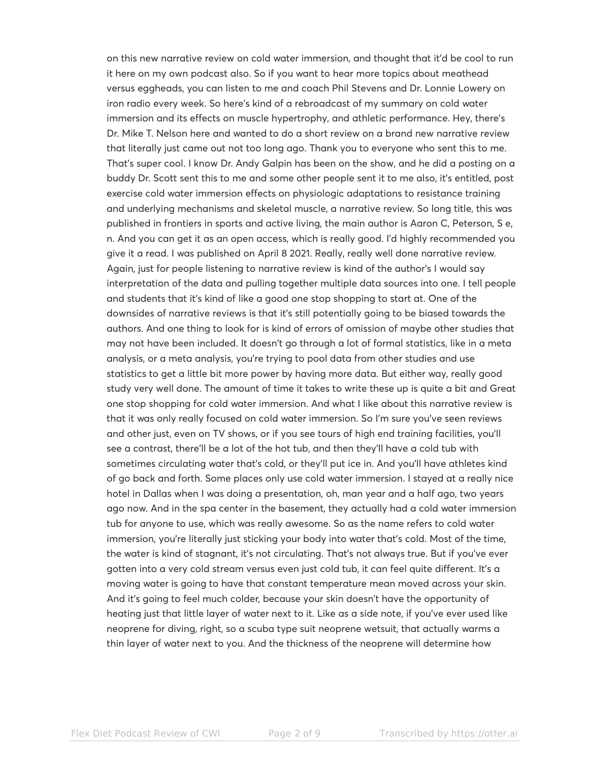on this new narrative review on cold water immersion, and thought that it'd be cool to run it here on my own podcast also. So if you want to hear more topics about meathead versus eggheads, you can listen to me and coach Phil Stevens and Dr. Lonnie Lowery on iron radio every week. So here's kind of a rebroadcast of my summary on cold water immersion and its effects on muscle hypertrophy, and athletic performance. Hey, there's Dr. Mike T. Nelson here and wanted to do a short review on a brand new narrative review that literally just came out not too long ago. Thank you to everyone who sent this to me. That's super cool. I know Dr. Andy Galpin has been on the show, and he did a posting on a buddy Dr. Scott sent this to me and some other people sent it to me also, it's entitled, post exercise cold water immersion effects on physiologic adaptations to resistance training and underlying mechanisms and skeletal muscle, a narrative review. So long title, this was published in frontiers in sports and active living, the main author is Aaron C, Peterson, S e, n. And you can get it as an open access, which is really good. I'd highly recommended you give it a read. I was published on April 8 2021. Really, really well done narrative review. Again, just for people listening to narrative review is kind of the author's I would say interpretation of the data and pulling together multiple data sources into one. I tell people and students that it's kind of like a good one stop shopping to start at. One of the downsides of narrative reviews is that it's still potentially going to be biased towards the authors. And one thing to look for is kind of errors of omission of maybe other studies that may not have been included. It doesn't go through a lot of formal statistics, like in a meta analysis, or a meta analysis, you're trying to pool data from other studies and use statistics to get a little bit more power by having more data. But either way, really good study very well done. The amount of time it takes to write these up is quite a bit and Great one stop shopping for cold water immersion. And what I like about this narrative review is that it was only really focused on cold water immersion. So I'm sure you've seen reviews and other just, even on TV shows, or if you see tours of high end training facilities, you'll see a contrast, there'll be a lot of the hot tub, and then they'll have a cold tub with sometimes circulating water that's cold, or they'll put ice in. And you'll have athletes kind of go back and forth. Some places only use cold water immersion. I stayed at a really nice hotel in Dallas when I was doing a presentation, oh, man year and a half ago, two years ago now. And in the spa center in the basement, they actually had a cold water immersion tub for anyone to use, which was really awesome. So as the name refers to cold water immersion, you're literally just sticking your body into water that's cold. Most of the time, the water is kind of stagnant, it's not circulating. That's not always true. But if you've ever gotten into a very cold stream versus even just cold tub, it can feel quite different. It's a moving water is going to have that constant temperature mean moved across your skin. And it's going to feel much colder, because your skin doesn't have the opportunity of heating just that little layer of water next to it. Like as a side note, if you've ever used like neoprene for diving, right, so a scuba type suit neoprene wetsuit, that actually warms a thin layer of water next to you. And the thickness of the neoprene will determine how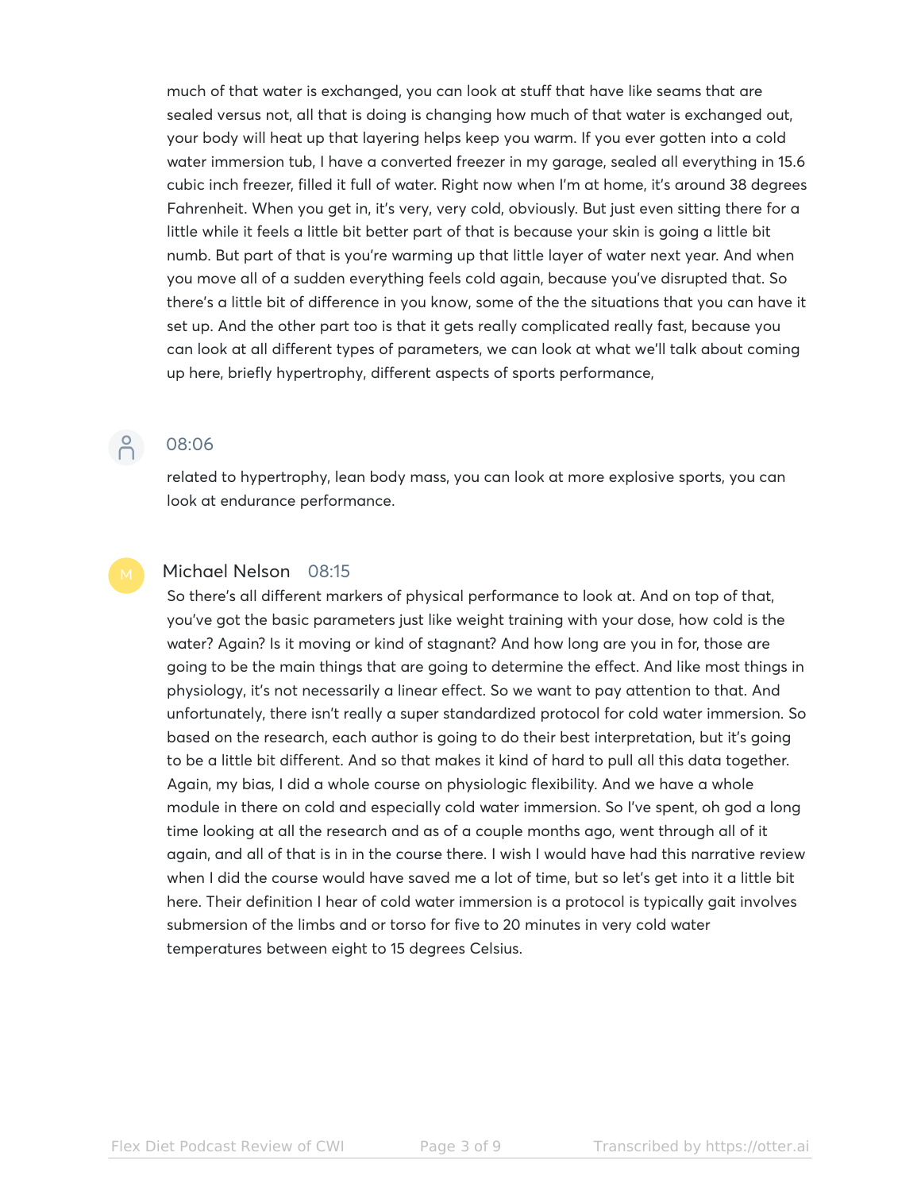much of that water is exchanged, you can look at stuff that have like seams that are sealed versus not, all that is doing is changing how much of that water is exchanged out, your body will heat up that layering helps keep you warm. If you ever gotten into a cold water immersion tub, I have a converted freezer in my garage, sealed all everything in 15.6 cubic inch freezer, filled it full of water. Right now when I'm at home, it's around 38 degrees Fahrenheit. When you get in, it's very, very cold, obviously. But just even sitting there for a little while it feels a little bit better part of that is because your skin is going a little bit numb. But part of that is you're warming up that little layer of water next year. And when you move all of a sudden everything feels cold again, because you've disrupted that. So there's a little bit of difference in you know, some of the the situations that you can have it set up. And the other part too is that it gets really complicated really fast, because you can look at all different types of parameters, we can look at what we'll talk about coming up here, briefly hypertrophy, different aspects of sports performance,

08:06

related to hypertrophy, lean body mass, you can look at more explosive sports, you can look at endurance performance.

Michael Nelson 08:15

So there's all different markers of physical performance to look at. And on top of that, you've got the basic parameters just like weight training with your dose, how cold is the water? Again? Is it moving or kind of stagnant? And how long are you in for, those are going to be the main things that are going to determine the effect. And like most things in physiology, it's not necessarily a linear effect. So we want to pay attention to that. And unfortunately, there isn't really a super standardized protocol for cold water immersion. So based on the research, each author is going to do their best interpretation, but it's going to be a little bit different. And so that makes it kind of hard to pull all this data together. Again, my bias, I did a whole course on physiologic flexibility. And we have a whole module in there on cold and especially cold water immersion. So I've spent, oh god a long time looking at all the research and as of a couple months ago, went through all of it again, and all of that is in in the course there. I wish I would have had this narrative review when I did the course would have saved me a lot of time, but so let's get into it a little bit here. Their definition I hear of cold water immersion is a protocol is typically gait involves submersion of the limbs and or torso for five to 20 minutes in very cold water temperatures between eight to 15 degrees Celsius.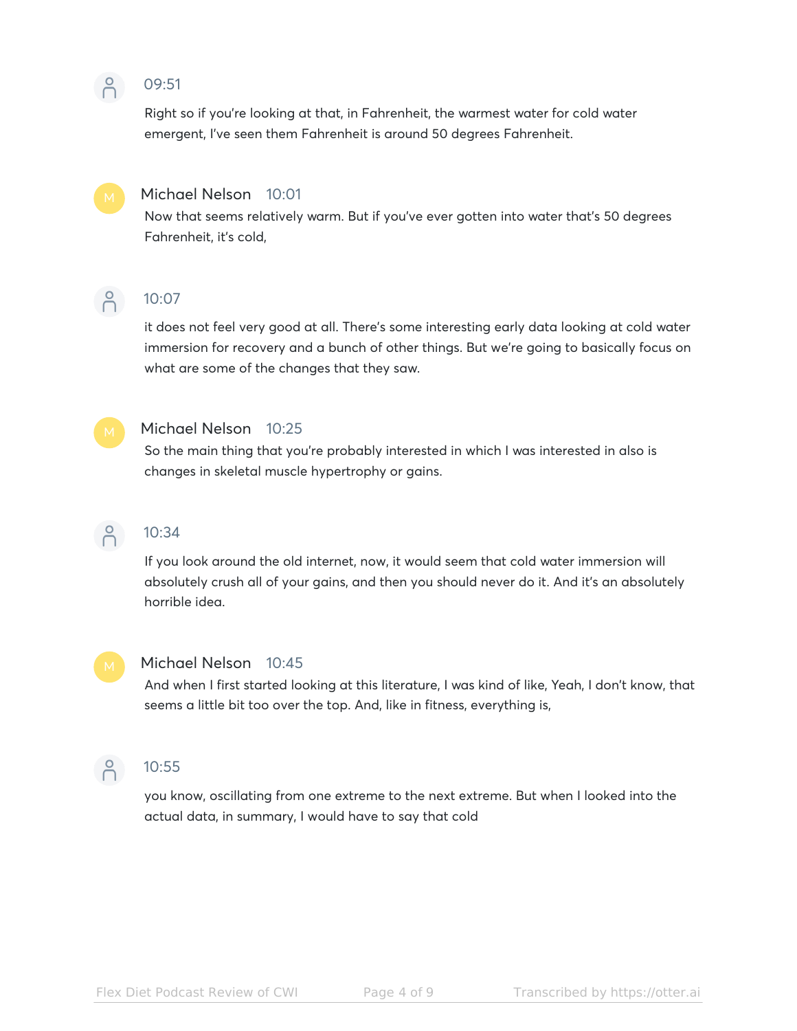09:51

Right so if you're looking at that, in Fahrenheit, the warmest water for cold water emergent, I've seen them Fahrenheit is around 50 degrees Fahrenheit.

**Michael Nelson** 10:01

Now that seems relatively warm. But if you've ever gotten into water that's 50 degrees Fahrenheit, it's cold,

10:07

it does not feel very good at all. There's some interesting early data looking at cold water immersion for recovery and a bunch of other things. But we're going to basically focus on what are some of the changes that they saw.

**Michael Nelson** 10:25

So the main thing that you're probably interested in which I was interested in also is changes in skeletal muscle hypertrophy or gains.

10:34

If you look around the old internet, now, it would seem that cold water immersion will absolutely crush all of your gains, and then you should never do it. And it's an absolutely horrible idea.

**Michael Nelson** 10:45

And when I first started looking at this literature, I was kind of like, Yeah, I don't know, that seems a little bit too over the top. And, like in fitness, everything is,

10:55

you know, oscillating from one extreme to the next extreme. But when I looked into the actual data, in summary, I would have to say that cold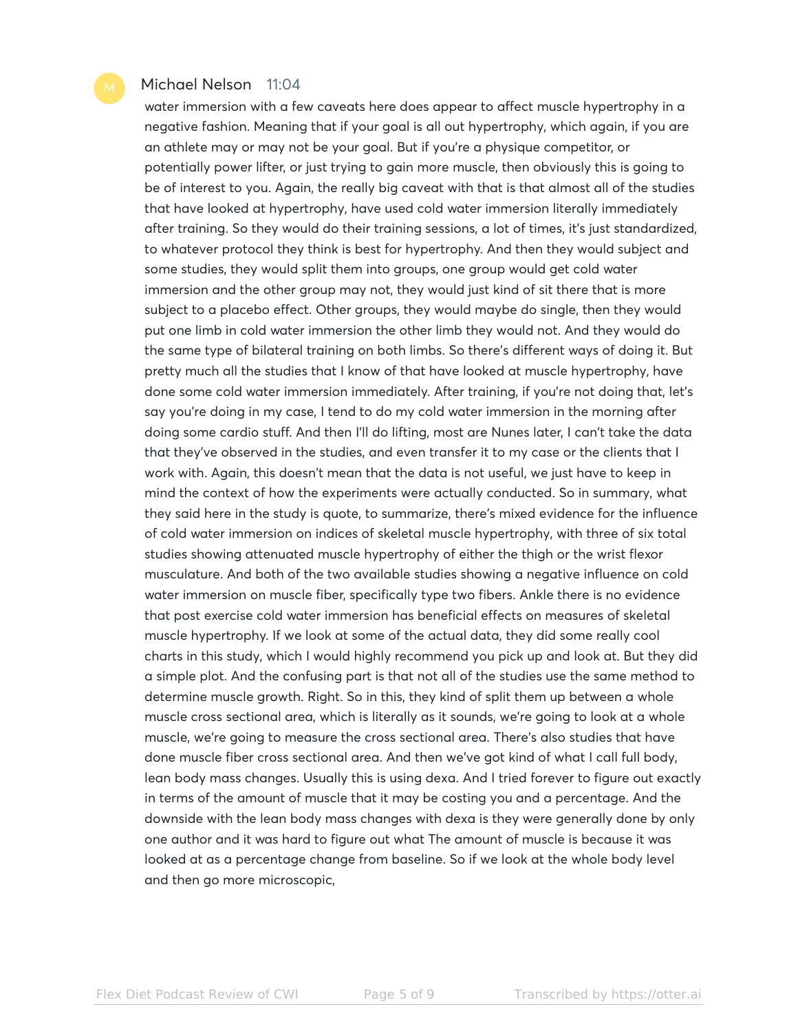Michael Nelson 11:04

water immersion with a few caveats here does appear to affect muscle hypertrophy in a negative fashion. Meaning that if your goal is all out hypertrophy, which again, if you are an athlete may or may not be your goal. But if you're a physique competitor, or potentially power lifter, or just trying to gain more muscle, then obviously this is going to be of interest to you. Again, the really big caveat with that is that almost all of the studies that have looked at hypertrophy, have used cold water immersion literally immediately after training. So they would do their training sessions, a lot of times, it's just standardized, to whatever protocol they think is best for hypertrophy. And then they would subject and some studies, they would split them into groups, one group would get cold water immersion and the other group may not, they would just kind of sit there that is more subject to a placebo effect. Other groups, they would maybe do single, then they would put one limb in cold water immersion the other limb they would not. And they would do the same type of bilateral training on both limbs. So there's different ways of doing it. But pretty much all the studies that I know of that have looked at muscle hypertrophy, have done some cold water immersion immediately. After training, if you're not doing that, let's say you're doing in my case, I tend to do my cold water immersion in the morning after doing some cardio stuff. And then I'll do lifting, most are Nunes later, I can't take the data that they've observed in the studies, and even transfer it to my case or the clients that I work with. Again, this doesn't mean that the data is not useful, we just have to keep in mind the context of how the experiments were actually conducted. So in summary, what they said here in the study is quote, to summarize, there's mixed evidence for the influence of cold water immersion on indices of skeletal muscle hypertrophy, with three of six total studies showing attenuated muscle hypertrophy of either the thigh or the wrist flexor musculature. And both of the two available studies showing a negative influence on cold water immersion on muscle fiber, specifically type two fibers. Ankle there is no evidence that post exercise cold water immersion has beneficial effects on measures of skeletal muscle hypertrophy. If we look at some of the actual data, they did some really cool charts in this study, which I would highly recommend you pick up and look at. But they did a simple plot. And the confusing part is that not all of the studies use the same method to determine muscle growth. Right. So in this, they kind of split them up between a whole muscle cross sectional area, which is literally as it sounds, we're going to look at a whole muscle, we're going to measure the cross sectional area. There's also studies that have done muscle fiber cross sectional area. And then we've got kind of what I call full body, lean body mass changes. Usually this is using dexa. And I tried forever to figure out exactly in terms of the amount of muscle that it may be costing you and a percentage. And the downside with the lean body mass changes with dexa is they were generally done by only one author and it was hard to figure out what The amount of muscle is because it was looked at as a percentage change from baseline. So if we look at the whole body level and then go more microscopic,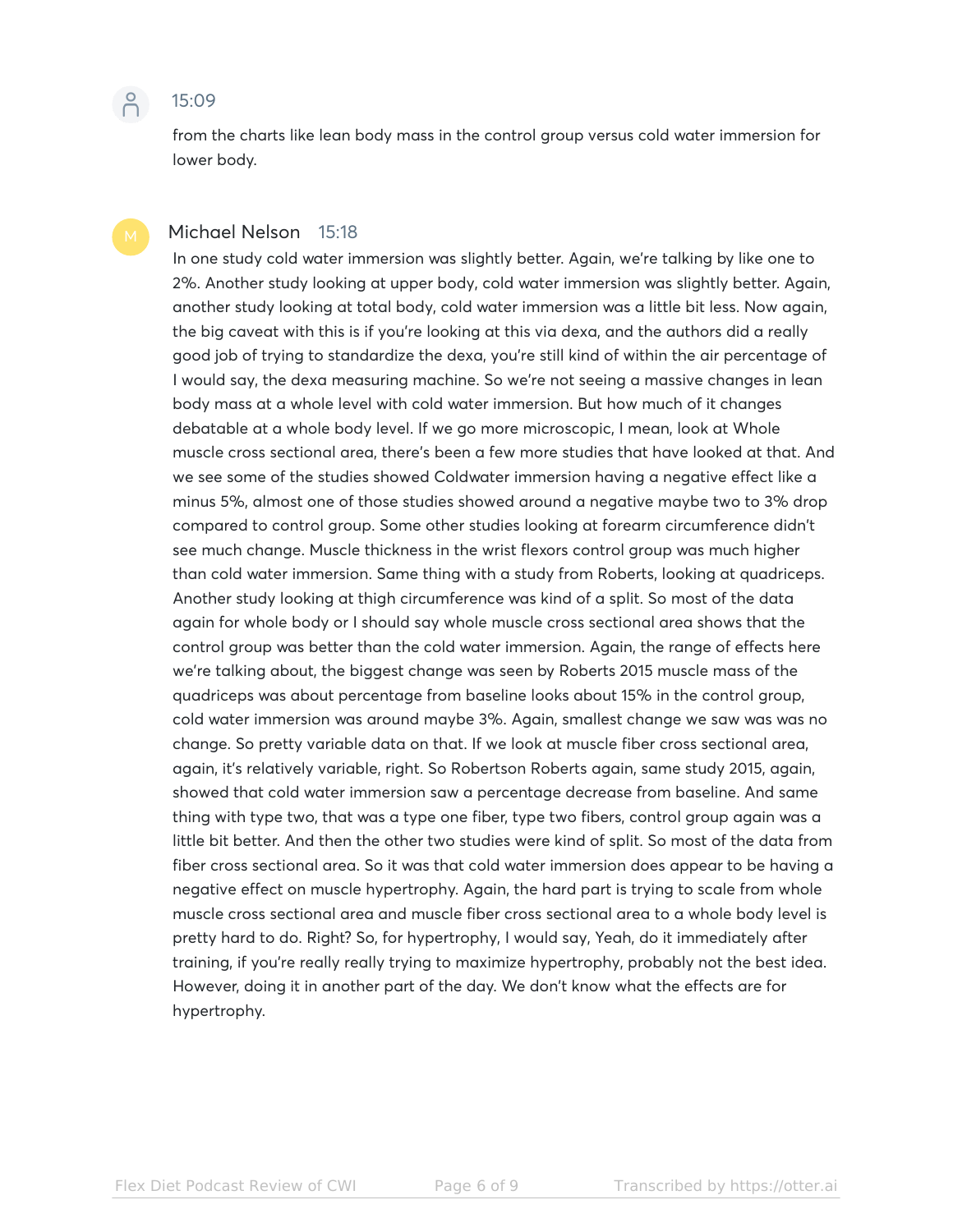15:09

from the charts like lean body mass in the control group versus cold water immersion for lower body.

Michael Nelson 15:18

In one study cold water immersion was slightly better. Again, we're talking by like one to 2%. Another study looking at upper body, cold water immersion was slightly better. Again, another study looking at total body, cold water immersion was a little bit less. Now again, the big caveat with this is if you're looking at this via dexa, and the authors did a really good job of trying to standardize the dexa, you're still kind of within the air percentage of I would say, the dexa measuring machine. So we're not seeing a massive changes in lean body mass at a whole level with cold water immersion. But how much of it changes debatable at a whole body level. If we go more microscopic, I mean, look at Whole muscle cross sectional area, there's been a few more studies that have looked at that. And we see some of the studies showed Coldwater immersion having a negative effect like a minus 5%, almost one of those studies showed around a negative maybe two to 3% drop compared to control group. Some other studies looking at forearm circumference didn't see much change. Muscle thickness in the wrist flexors control group was much higher than cold water immersion. Same thing with a study from Roberts, looking at quadriceps. Another study looking at thigh circumference was kind of a split. So most of the data again for whole body or I should say whole muscle cross sectional area shows that the control group was better than the cold water immersion. Again, the range of effects here we're talking about, the biggest change was seen by Roberts 2015 muscle mass of the quadriceps was about percentage from baseline looks about 15% in the control group, cold water immersion was around maybe 3%. Again, smallest change we saw was was no change. So pretty variable data on that. If we look at muscle fiber cross sectional area, again, it's relatively variable, right. So Robertson Roberts again, same study 2015, again, showed that cold water immersion saw a percentage decrease from baseline. And same thing with type two, that was a type one fiber, type two fibers, control group again was a little bit better. And then the other two studies were kind of split. So most of the data from fiber cross sectional area. So it was that cold water immersion does appear to be having a negative effect on muscle hypertrophy. Again, the hard part is trying to scale from whole muscle cross sectional area and muscle fiber cross sectional area to a whole body level is pretty hard to do. Right? So, for hypertrophy, I would say, Yeah, do it immediately after training, if you're really really trying to maximize hypertrophy, probably not the best idea. However, doing it in another part of the day. We don't know what the effects are for hypertrophy.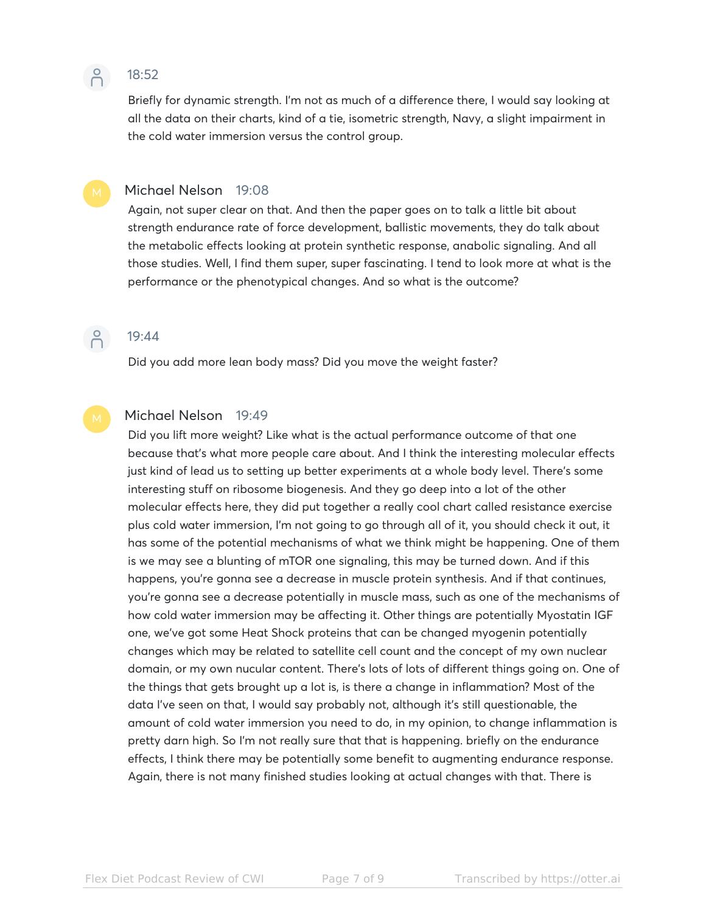18:52

Briefly for dynamic strength. I'm not as much of a difference there, I would say looking at all the data on their charts, kind of a tie, isometric strength, Navy, a slight impairment in the cold water immersion versus the control group.

**Michael Nelson** 19:08

Again, not super clear on that. And then the paper goes on to talk a little bit about strength endurance rate of force development, ballistic movements, they do talk about the metabolic effects looking at protein synthetic response, anabolic signaling. And all those studies. Well, I find them super, super fascinating. I tend to look more at what is the performance or the phenotypical changes. And so what is the outcome?

19:44

Did you add more lean body mass? Did you move the weight faster?

**Michael Nelson** 19:49

Did you lift more weight? Like what is the actual performance outcome of that one because that's what more people care about. And I think the interesting molecular effects just kind of lead us to setting up better experiments at a whole body level. There's some interesting stuff on ribosome biogenesis. And they go deep into a lot of the other molecular effects here, they did put together a really cool chart called resistance exercise plus cold water immersion, I'm not going to go through all of it, you should check it out, it has some of the potential mechanisms of what we think might be happening. One of them is we may see a blunting of mTOR one signaling, this may be turned down. And if this happens, you're gonna see a decrease in muscle protein synthesis. And if that continues, you're gonna see a decrease potentially in muscle mass, such as one of the mechanisms of how cold water immersion may be affecting it. Other things are potentially Myostatin IGF one, we've got some Heat Shock proteins that can be changed myogenin potentially changes which may be related to satellite cell count and the concept of my own nuclear domain, or my own nucular content. There's lots of lots of different things going on. One of the things that gets brought up a lot is, is there a change in inflammation? Most of the data I've seen on that, I would say probably not, although it's still questionable, the amount of cold water immersion you need to do, in my opinion, to change inflammation is pretty darn high. So I'm not really sure that that is happening. briefly on the endurance effects, I think there may be potentially some benefit to augmenting endurance response. Again, there is not many finished studies looking at actual changes with that. There is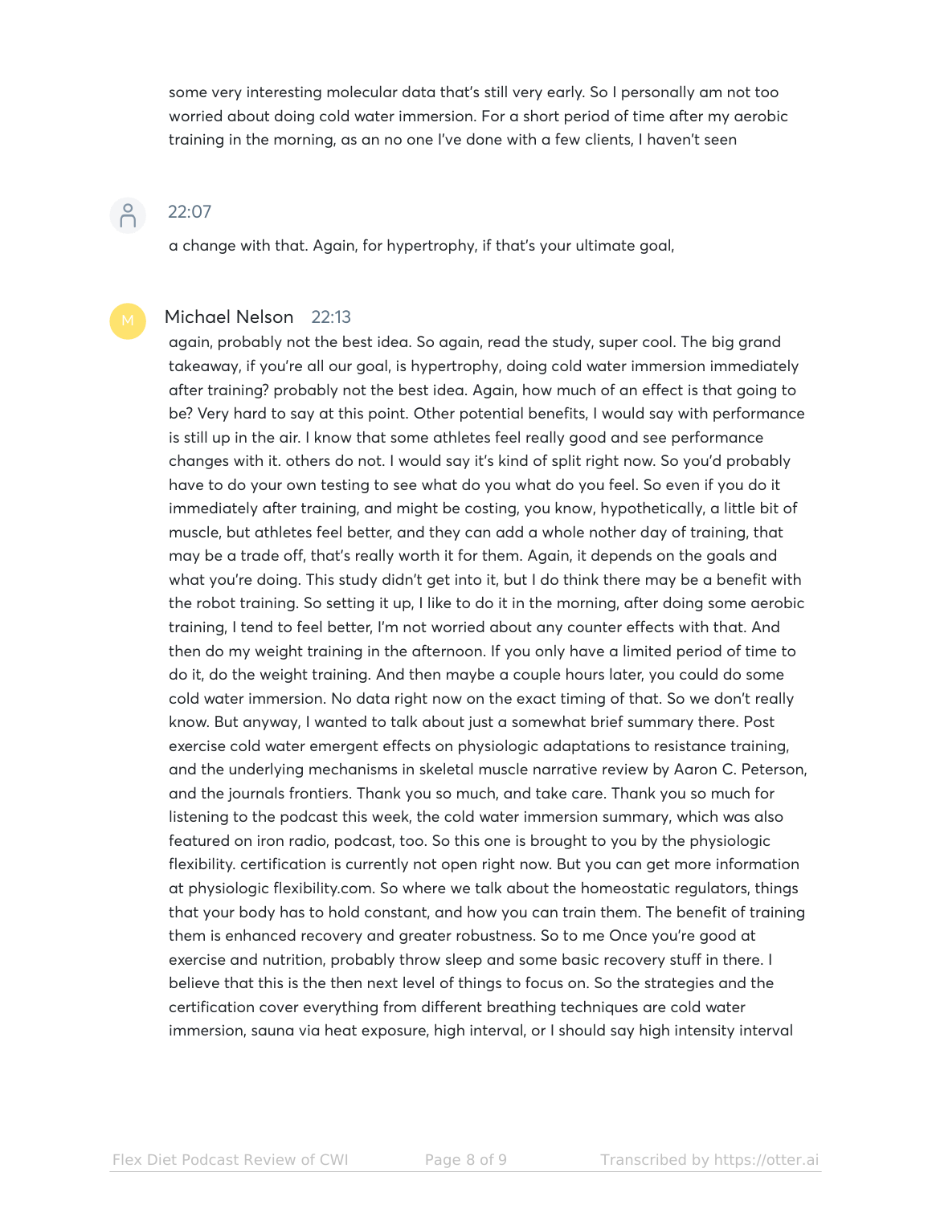some very interesting molecular data that's still very early. So I personally am not too worried about doing cold water immersion. For a short period of time after my aerobic training in the morning, as an no one I've done with a few clients, I haven't seen

22:07

a change with that. Again, for hypertrophy, if that's your ultimate goal,

**Michael Nelson** 22:13

again, probably not the best idea. So again, read the study, super cool. The big grand takeaway, if you're all our goal, is hypertrophy, doing cold water immersion immediately after training? probably not the best idea. Again, how much of an effect is that going to be? Very hard to say at this point. Other potential benefits, I would say with performance is still up in the air. I know that some athletes feel really good and see performance changes with it. others do not. I would say it's kind of split right now. So you'd probably have to do your own testing to see what do you what do you feel. So even if you do it immediately after training, and might be costing, you know, hypothetically, a little bit of muscle, but athletes feel better, and they can add a whole nother day of training, that may be a trade off, that's really worth it for them. Again, it depends on the goals and what you're doing. This study didn't get into it, but I do think there may be a benefit with the robot training. So setting it up, I like to do it in the morning, after doing some aerobic training, I tend to feel better, I'm not worried about any counter effects with that. And then do my weight training in the afternoon. If you only have a limited period of time to do it, do the weight training. And then maybe a couple hours later, you could do some cold water immersion. No data right now on the exact timing of that. So we don't really know. But anyway, I wanted to talk about just a somewhat brief summary there. Post exercise cold water emergent effects on physiologic adaptations to resistance training, and the underlying mechanisms in skeletal muscle narrative review by Aaron C. Peterson, and the journals frontiers. Thank you so much, and take care. Thank you so much for listening to the podcast this week, the cold water immersion summary, which was also featured on iron radio, podcast, too. So this one is brought to you by the physiologic flexibility. certification is currently not open right now. But you can get more information at physiologic flexibility.com. So where we talk about the homeostatic regulators, things that your body has to hold constant, and how you can train them. The benefit of training them is enhanced recovery and greater robustness. So to me Once you're good at exercise and nutrition, probably throw sleep and some basic recovery stuff in there. I believe that this is the then next level of things to focus on. So the strategies and the certification cover everything from different breathing techniques are cold water immersion, sauna via heat exposure, high interval, or I should say high intensity interval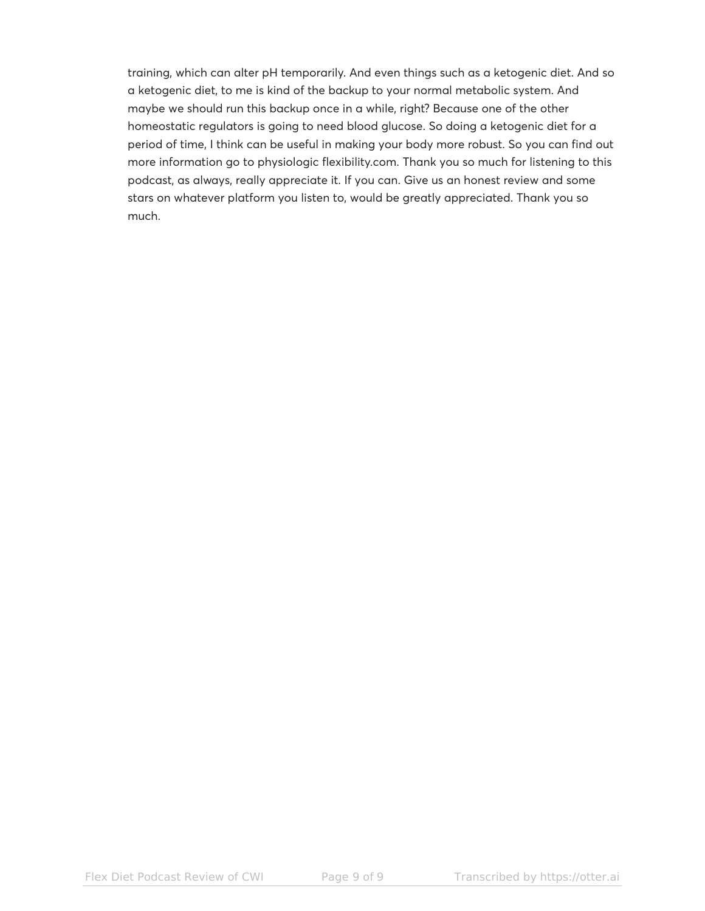training, which can alter pH temporarily. And even things such as a ketogenic diet. And so a ketogenic diet, to me is kind of the backup to your normal metabolic system. And maybe we should run this backup once in a while, right? Because one of the other homeostatic regulators is going to need blood glucose. So doing a ketogenic diet for a period of time, I think can be useful in making your body more robust. So you can find out more information go to physiologic flexibility.com. Thank you so much for listening to this podcast, as always, really appreciate it. If you can. Give us an honest review and some stars on whatever platform you listen to, would be greatly appreciated. Thank you so much.